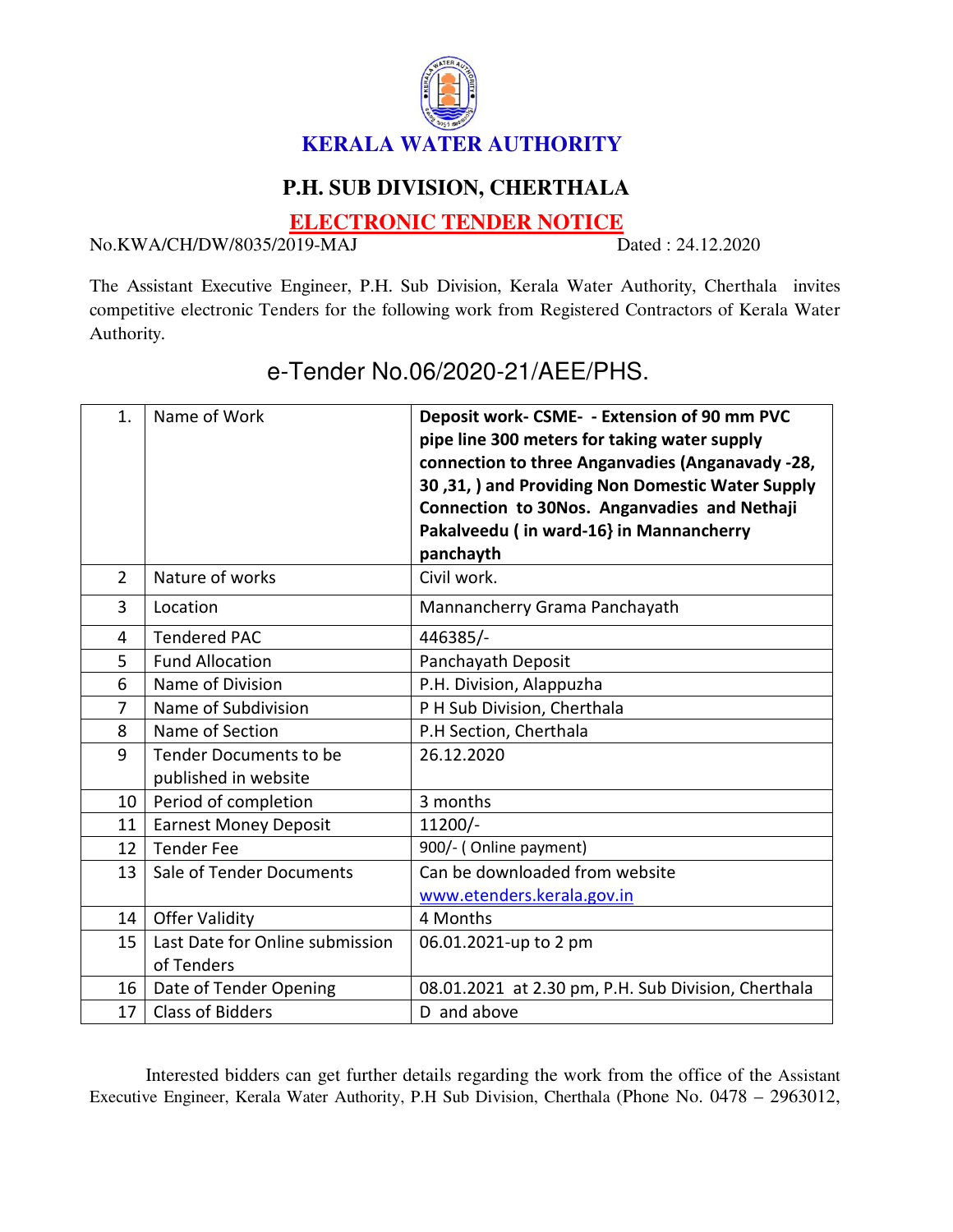# KERALA WATER AUTHORITY

## P.H. SUB DIVISION, CHERTHALA

## ELECTRONIC TENDER NOTICE

No.KWA/CH/DW/8035/2019-MAJ Dated : 24.12.2020

The Assistant Executive Engineer, P.H. Sub Division, Kerala Water Authority, Cherthala invites competitive electronic Tenders for the following work from Registered Contractors of Kerala Water Authority.

### e-Tender No.06/2020-21/AEE/PHS.

| | | |
|---|---|---|
| 1. | Name of Work | **Deposit work- CSME- - Extension of 90 mm PVC pipe line 300 meters for taking water supply connection to three Anganvadies (Anganavady -28, 30 ,31, ) and Providing Non Domestic Water Supply Connection to 30Nos. Anganvadies and Nethaji Pakalveedu ( in ward-16} in Mannancherry panchayth** |
| 2 | Nature of works | Civil work. |
| 3 | Location | Mannancherry Grama Panchayath |
| 4 | Tendered PAC | 446385/- |
| 5 | Fund Allocation | Panchayath Deposit |
| 6 | Name of Division | P.H. Division, Alappuzha |
| 7 | Name of Subdivision | P H Sub Division, Cherthala |
| 8 | Name of Section | P.H Section, Cherthala |
| 9 | Tender Documents to be published in website | 26.12.2020 |
| 10 | Period of completion | 3 months |
| 11 | Earnest Money Deposit | 11200/- |
| 12 | Tender Fee | 900/- ( Online payment) |
| 13 | Sale of Tender Documents | Can be downloaded from website www.etenders.kerala.gov.in |
| 14 | Offer Validity | 4 Months |
| 15 | Last Date for Online submission of Tenders | 06.01.2021-up to 2 pm |
| 16 | Date of Tender Opening | 08.01.2021 at 2.30 pm, P.H. Sub Division, Cherthala |
| 17 | Class of Bidders | D and above |

Interested bidders can get further details regarding the work from the office of the Assistant Executive Engineer, Kerala Water Authority, P.H Sub Division, Cherthala (Phone No. 0478 – 2963012,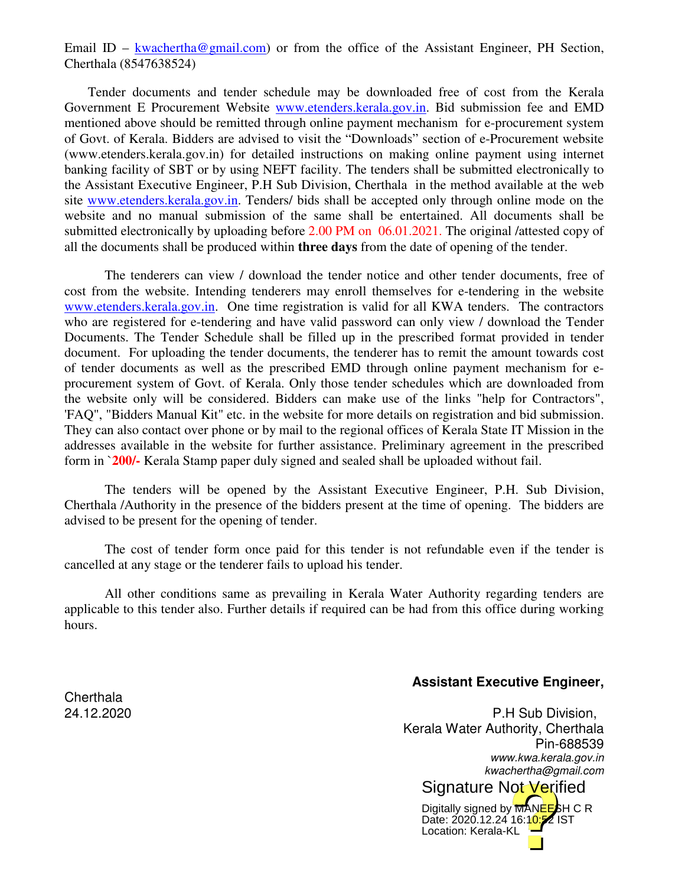Email ID – kwachertha@gmail.com) or from the office of the Assistant Engineer, PH Section, Cherthala (8547638524)

Tender documents and tender schedule may be downloaded free of cost from the Kerala Government E Procurement Website www.etenders.kerala.gov.in. Bid submission fee and EMD mentioned above should be remitted through online payment mechanism for e-procurement system of Govt. of Kerala. Bidders are advised to visit the "Downloads" section of e-Procurement website (www.etenders.kerala.gov.in) for detailed instructions on making online payment using internet banking facility of SBT or by using NEFT facility. The tenders shall be submitted electronically to the Assistant Executive Engineer, P.H Sub Division, Cherthala in the method available at the web site www.etenders.kerala.gov.in. Tenders/ bids shall be accepted only through online mode on the website and no manual submission of the same shall be entertained. All documents shall be submitted electronically by uploading before 2.00 PM on 06.01.2021. The original /attested copy of all the documents shall be produced within **three days** from the date of opening of the tender.

The tenderers can view / download the tender notice and other tender documents, free of cost from the website. Intending tenderers may enroll themselves for e-tendering in the website www.etenders.kerala.gov.in. One time registration is valid for all KWA tenders. The contractors who are registered for e-tendering and have valid password can only view / download the Tender Documents. The Tender Schedule shall be filled up in the prescribed format provided in tender document. For uploading the tender documents, the tenderer has to remit the amount towards cost of tender documents as well as the prescribed EMD through online payment mechanism for e-procurement system of Govt. of Kerala. Only those tender schedules which are downloaded from the website only will be considered. Bidders can make use of the links "help for Contractors", 'FAQ", "Bidders Manual Kit" etc. in the website for more details on registration and bid submission. They can also contact over phone or by mail to the regional offices of Kerala State IT Mission in the addresses available in the website for further assistance. Preliminary agreement in the prescribed form in `**200/-** Kerala Stamp paper duly signed and sealed shall be uploaded without fail.

The tenders will be opened by the Assistant Executive Engineer, P.H. Sub Division, Cherthala /Authority in the presence of the bidders present at the time of opening. The bidders are advised to be present for the opening of tender.

The cost of tender form once paid for this tender is not refundable even if the tender is cancelled at any stage or the tenderer fails to upload his tender.

All other conditions same as prevailing in Kerala Water Authority regarding tenders are applicable to this tender also. Further details if required can be had from this office during working hours.

**Assistant Executive Engineer,**

Cherthala
24.12.2020

P.H Sub Division,
Kerala Water Authority, Cherthala
Pin-688539
*www.kwa.kerala.gov.in*
*kwachertha@gmail.com*

Signature Not Verified

Digitally signed by MANEESH C R
Date: 2020.12.24 16:10:52 IST
Location: Kerala-KL